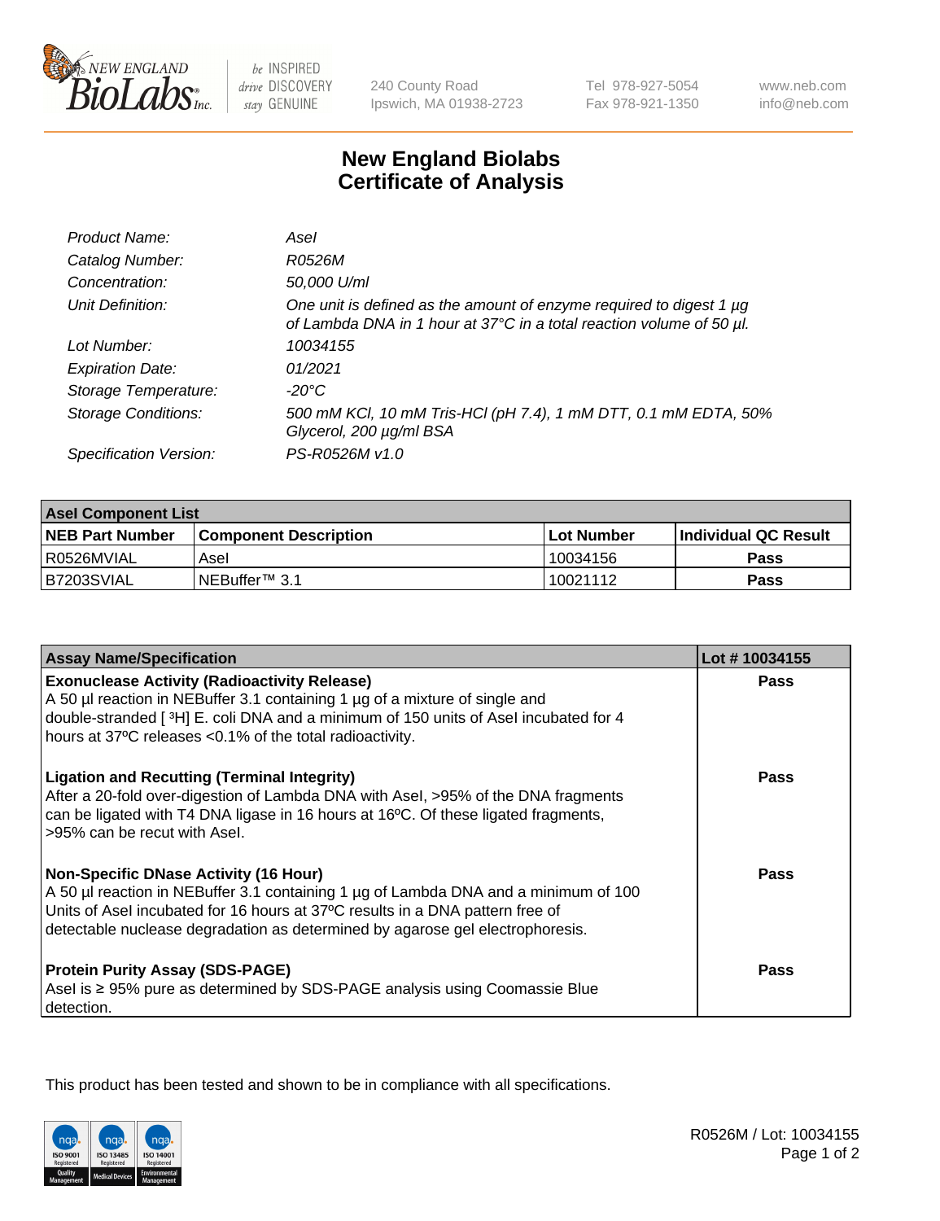# New England Biolabs Certificate of Analysis

| | |
|---|---|
| *Product Name:* | *AseI* |
| *Catalog Number:* | *R0526M* |
| *Concentration:* | *50,000 U/ml* |
| *Unit Definition:* | *One unit is defined as the amount of enzyme required to digest 1 µg of Lambda DNA in 1 hour at 37°C in a total reaction volume of 50 µl.* |
| *Lot Number:* | *10034155* |
| *Expiration Date:* | *01/2021* |
| *Storage Temperature:* | *-20°C* |
| *Storage Conditions:* | *500 mM KCl, 10 mM Tris-HCl (pH 7.4), 1 mM DTT, 0.1 mM EDTA, 50% Glycerol, 200 µg/ml BSA* |
| *Specification Version:* | *PS-R0526M v1.0* |

| AseI Component List | | | |
|---|---|---|---|
| **NEB Part Number** | **Component Description** | **Lot Number** | **Individual QC Result** |
| R0526MVIAL | AseI | 10034156 | **Pass** |
| B7203SVIAL | NEBuffer™ 3.1 | 10021112 | **Pass** |

| Assay Name/Specification | Lot # 10034155 |
|---|---|
| **Exonuclease Activity (Radioactivity Release)**<br>A 50 µl reaction in NEBuffer 3.1 containing 1 µg of a mixture of single and double-stranded [ $^3$H] E. coli DNA and a minimum of 150 units of AseI incubated for 4 hours at 37ºC releases <0.1% of the total radioactivity. | **Pass** |
| **Ligation and Recutting (Terminal Integrity)**<br>After a 20-fold over-digestion of Lambda DNA with AseI, >95% of the DNA fragments can be ligated with T4 DNA ligase in 16 hours at 16ºC. Of these ligated fragments, >95% can be recut with AseI. | **Pass** |
| **Non-Specific DNase Activity (16 Hour)**<br>A 50 µl reaction in NEBuffer 3.1 containing 1 µg of Lambda DNA and a minimum of 100 Units of AseI incubated for 16 hours at 37ºC results in a DNA pattern free of detectable nuclease degradation as determined by agarose gel electrophoresis. | **Pass** |
| **Protein Purity Assay (SDS-PAGE)**<br>AseI is ≥ 95% pure as determined by SDS-PAGE analysis using Coomassie Blue detection. | **Pass** |

This product has been tested and shown to be in compliance with all specifications.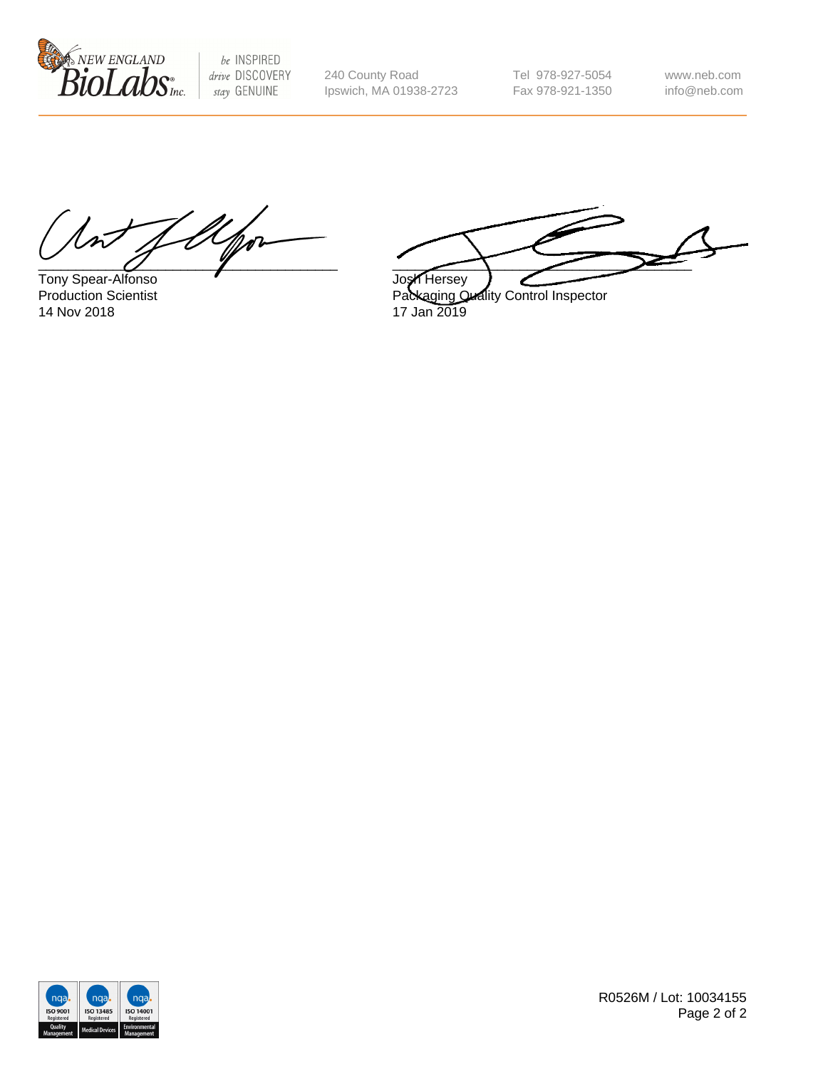Tony Spear-Alfonso
Production Scientist
14 Nov 2018

Josh Hersey
Packaging Quality Control Inspector
17 Jan 2019

R0526M / Lot: 10034155